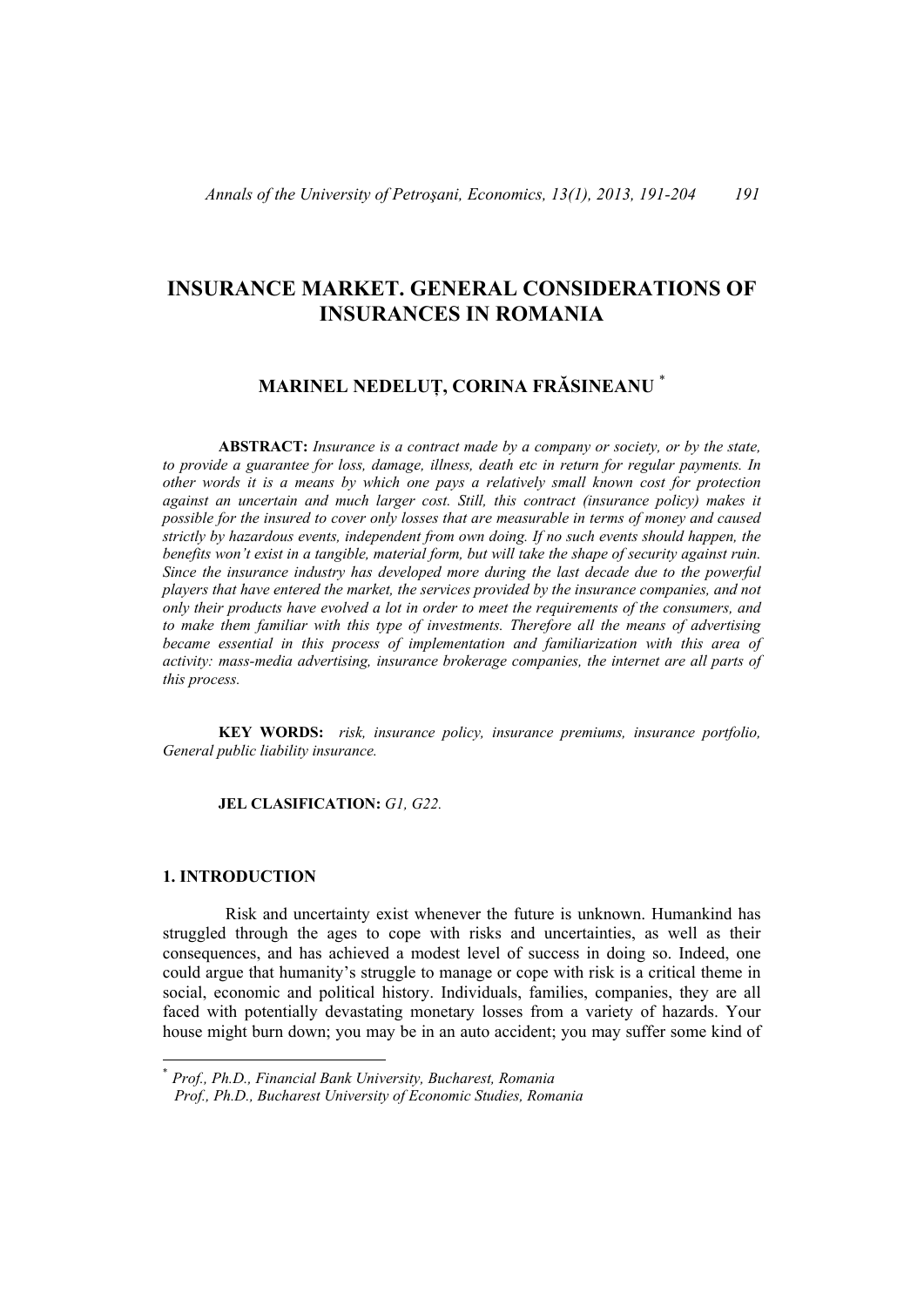# INSURANCE MARKET. GENERAL CONSIDERATIONS OF INSURANCES IN ROMANIA

## MARINEL NEDELUȚ, CORINA FRĂSINEANU [*]

**ABSTRACT:** *Insurance is a contract made by a company or society, or by the state, to provide a guarantee for loss, damage, illness, death etc in return for regular payments. In other words it is a means by which one pays a relatively small known cost for protection against an uncertain and much larger cost. Still, this contract (insurance policy) makes it possible for the insured to cover only losses that are measurable in terms of money and caused strictly by hazardous events, independent from own doing. If no such events should happen, the benefits won't exist in a tangible, material form, but will take the shape of security against ruin. Since the insurance industry has developed more during the last decade due to the powerful players that have entered the market, the services provided by the insurance companies, and not only their products have evolved a lot in order to meet the requirements of the consumers, and to make them familiar with this type of investments. Therefore all the means of advertising became essential in this process of implementation and familiarization with this area of activity: mass-media advertising, insurance brokerage companies, the internet are all parts of this process.*

**KEY WORDS:** *risk, insurance policy, insurance premiums, insurance portfolio, General public liability insurance.*

**JEL CLASIFICATION:** *G1, G22.*

## 1. INTRODUCTION

Risk and uncertainty exist whenever the future is unknown. Humankind has struggled through the ages to cope with risks and uncertainties, as well as their consequences, and has achieved a modest level of success in doing so. Indeed, one could argue that humanity's struggle to manage or cope with risk is a critical theme in social, economic and political history. Individuals, families, companies, they are all faced with potentially devastating monetary losses from a variety of hazards. Your house might burn down; you may be in an auto accident; you may suffer some kind of

---

[*] *Prof., Ph.D., Financial Bank University, Bucharest, Romania*
*Prof., Ph.D., Bucharest University of Economic Studies, Romania*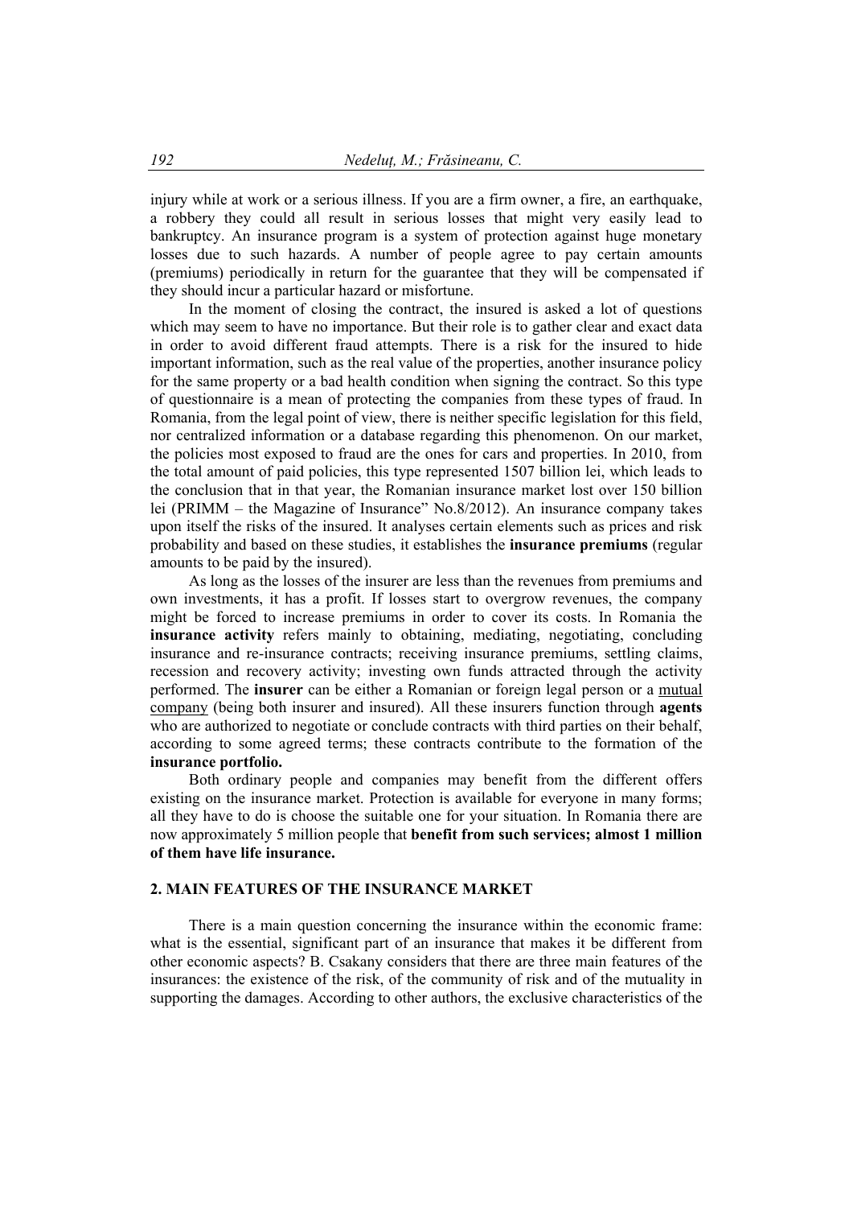injury while at work or a serious illness. If you are a firm owner, a fire, an earthquake, a robbery they could all result in serious losses that might very easily lead to bankruptcy. An insurance program is a system of protection against huge monetary losses due to such hazards. A number of people agree to pay certain amounts (premiums) periodically in return for the guarantee that they will be compensated if they should incur a particular hazard or misfortune.

In the moment of closing the contract, the insured is asked a lot of questions which may seem to have no importance. But their role is to gather clear and exact data in order to avoid different fraud attempts. There is a risk for the insured to hide important information, such as the real value of the properties, another insurance policy for the same property or a bad health condition when signing the contract. So this type of questionnaire is a mean of protecting the companies from these types of fraud. In Romania, from the legal point of view, there is neither specific legislation for this field, nor centralized information or a database regarding this phenomenon. On our market, the policies most exposed to fraud are the ones for cars and properties. In 2010, from the total amount of paid policies, this type represented 1507 billion lei, which leads to the conclusion that in that year, the Romanian insurance market lost over 150 billion lei (PRIMM – the Magazine of Insurance" No.8/2012). An insurance company takes upon itself the risks of the insured. It analyses certain elements such as prices and risk probability and based on these studies, it establishes the **insurance premiums** (regular amounts to be paid by the insured).

As long as the losses of the insurer are less than the revenues from premiums and own investments, it has a profit. If losses start to overgrow revenues, the company might be forced to increase premiums in order to cover its costs. In Romania the **insurance activity** refers mainly to obtaining, mediating, negotiating, concluding insurance and re-insurance contracts; receiving insurance premiums, settling claims, recession and recovery activity; investing own funds attracted through the activity performed. The **insurer** can be either a Romanian or foreign legal person or a mutual company (being both insurer and insured). All these insurers function through **agents** who are authorized to negotiate or conclude contracts with third parties on their behalf, according to some agreed terms; these contracts contribute to the formation of the **insurance portfolio.**

Both ordinary people and companies may benefit from the different offers existing on the insurance market. Protection is available for everyone in many forms; all they have to do is choose the suitable one for your situation. In Romania there are now approximately 5 million people that **benefit from such services; almost 1 million of them have life insurance.**

## 2. MAIN FEATURES OF THE INSURANCE MARKET

There is a main question concerning the insurance within the economic frame: what is the essential, significant part of an insurance that makes it be different from other economic aspects? B. Csakany considers that there are three main features of the insurances: the existence of the risk, of the community of risk and of the mutuality in supporting the damages. According to other authors, the exclusive characteristics of the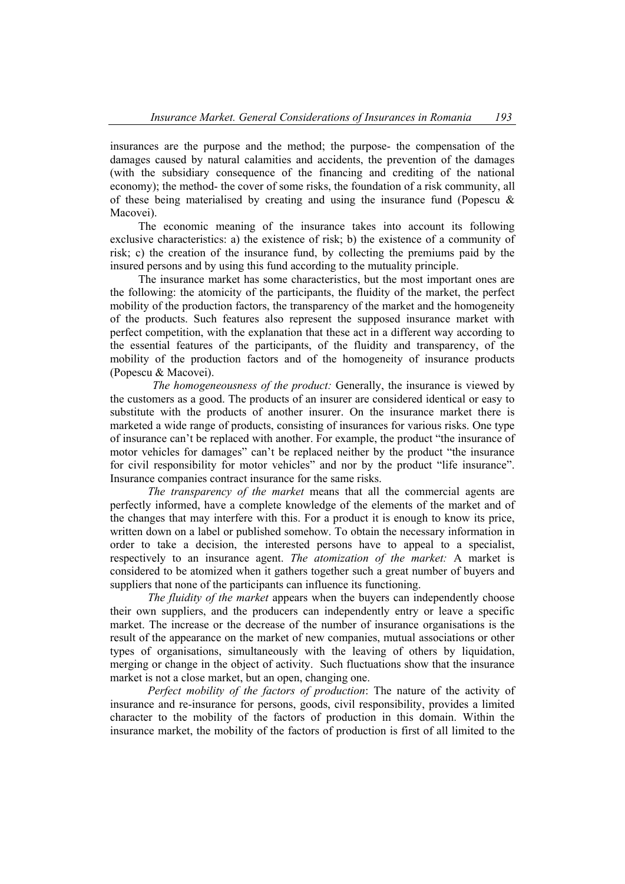insurances are the purpose and the method; the purpose- the compensation of the damages caused by natural calamities and accidents, the prevention of the damages (with the subsidiary consequence of the financing and crediting of the national economy); the method- the cover of some risks, the foundation of a risk community, all of these being materialised by creating and using the insurance fund (Popescu & Macovei).

The economic meaning of the insurance takes into account its following exclusive characteristics: a) the existence of risk; b) the existence of a community of risk; c) the creation of the insurance fund, by collecting the premiums paid by the insured persons and by using this fund according to the mutuality principle.

The insurance market has some characteristics, but the most important ones are the following: the atomicity of the participants, the fluidity of the market, the perfect mobility of the production factors, the transparency of the market and the homogeneity of the products. Such features also represent the supposed insurance market with perfect competition, with the explanation that these act in a different way according to the essential features of the participants, of the fluidity and transparency, of the mobility of the production factors and of the homogeneity of insurance products (Popescu & Macovei).

*The homogeneousness of the product:* Generally, the insurance is viewed by the customers as a good. The products of an insurer are considered identical or easy to substitute with the products of another insurer. On the insurance market there is marketed a wide range of products, consisting of insurances for various risks. One type of insurance can't be replaced with another. For example, the product "the insurance of motor vehicles for damages" can't be replaced neither by the product "the insurance for civil responsibility for motor vehicles" and nor by the product "life insurance". Insurance companies contract insurance for the same risks.

*The transparency of the market* means that all the commercial agents are perfectly informed, have a complete knowledge of the elements of the market and of the changes that may interfere with this. For a product it is enough to know its price, written down on a label or published somehow. To obtain the necessary information in order to take a decision, the interested persons have to appeal to a specialist, respectively to an insurance agent. *The atomization of the market:* A market is considered to be atomized when it gathers together such a great number of buyers and suppliers that none of the participants can influence its functioning.

*The fluidity of the market* appears when the buyers can independently choose their own suppliers, and the producers can independently entry or leave a specific market. The increase or the decrease of the number of insurance organisations is the result of the appearance on the market of new companies, mutual associations or other types of organisations, simultaneously with the leaving of others by liquidation, merging or change in the object of activity. Such fluctuations show that the insurance market is not a close market, but an open, changing one.

*Perfect mobility of the factors of production*: The nature of the activity of insurance and re-insurance for persons, goods, civil responsibility, provides a limited character to the mobility of the factors of production in this domain. Within the insurance market, the mobility of the factors of production is first of all limited to the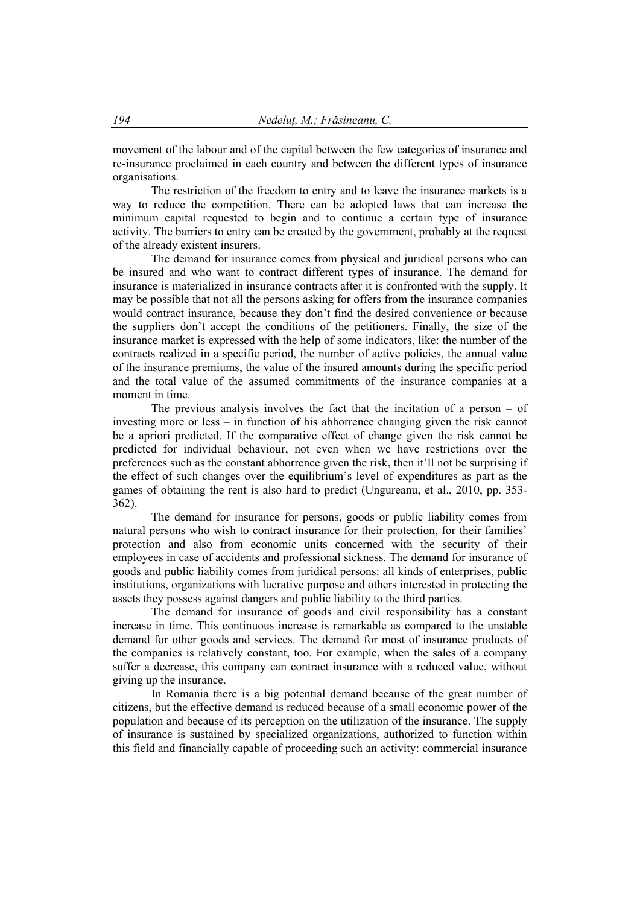movement of the labour and of the capital between the few categories of insurance and re-insurance proclaimed in each country and between the different types of insurance organisations.

The restriction of the freedom to entry and to leave the insurance markets is a way to reduce the competition. There can be adopted laws that can increase the minimum capital requested to begin and to continue a certain type of insurance activity. The barriers to entry can be created by the government, probably at the request of the already existent insurers.

The demand for insurance comes from physical and juridical persons who can be insured and who want to contract different types of insurance. The demand for insurance is materialized in insurance contracts after it is confronted with the supply. It may be possible that not all the persons asking for offers from the insurance companies would contract insurance, because they don't find the desired convenience or because the suppliers don't accept the conditions of the petitioners. Finally, the size of the insurance market is expressed with the help of some indicators, like: the number of the contracts realized in a specific period, the number of active policies, the annual value of the insurance premiums, the value of the insured amounts during the specific period and the total value of the assumed commitments of the insurance companies at a moment in time.

The previous analysis involves the fact that the incitation of a person – of investing more or less – in function of his abhorrence changing given the risk cannot be a apriori predicted. If the comparative effect of change given the risk cannot be predicted for individual behaviour, not even when we have restrictions over the preferences such as the constant abhorrence given the risk, then it'll not be surprising if the effect of such changes over the equilibrium's level of expenditures as part as the games of obtaining the rent is also hard to predict (Ungureanu, et al., 2010, pp. 353-362).

The demand for insurance for persons, goods or public liability comes from natural persons who wish to contract insurance for their protection, for their families' protection and also from economic units concerned with the security of their employees in case of accidents and professional sickness. The demand for insurance of goods and public liability comes from juridical persons: all kinds of enterprises, public institutions, organizations with lucrative purpose and others interested in protecting the assets they possess against dangers and public liability to the third parties.

The demand for insurance of goods and civil responsibility has a constant increase in time. This continuous increase is remarkable as compared to the unstable demand for other goods and services. The demand for most of insurance products of the companies is relatively constant, too. For example, when the sales of a company suffer a decrease, this company can contract insurance with a reduced value, without giving up the insurance.

In Romania there is a big potential demand because of the great number of citizens, but the effective demand is reduced because of a small economic power of the population and because of its perception on the utilization of the insurance. The supply of insurance is sustained by specialized organizations, authorized to function within this field and financially capable of proceeding such an activity: commercial insurance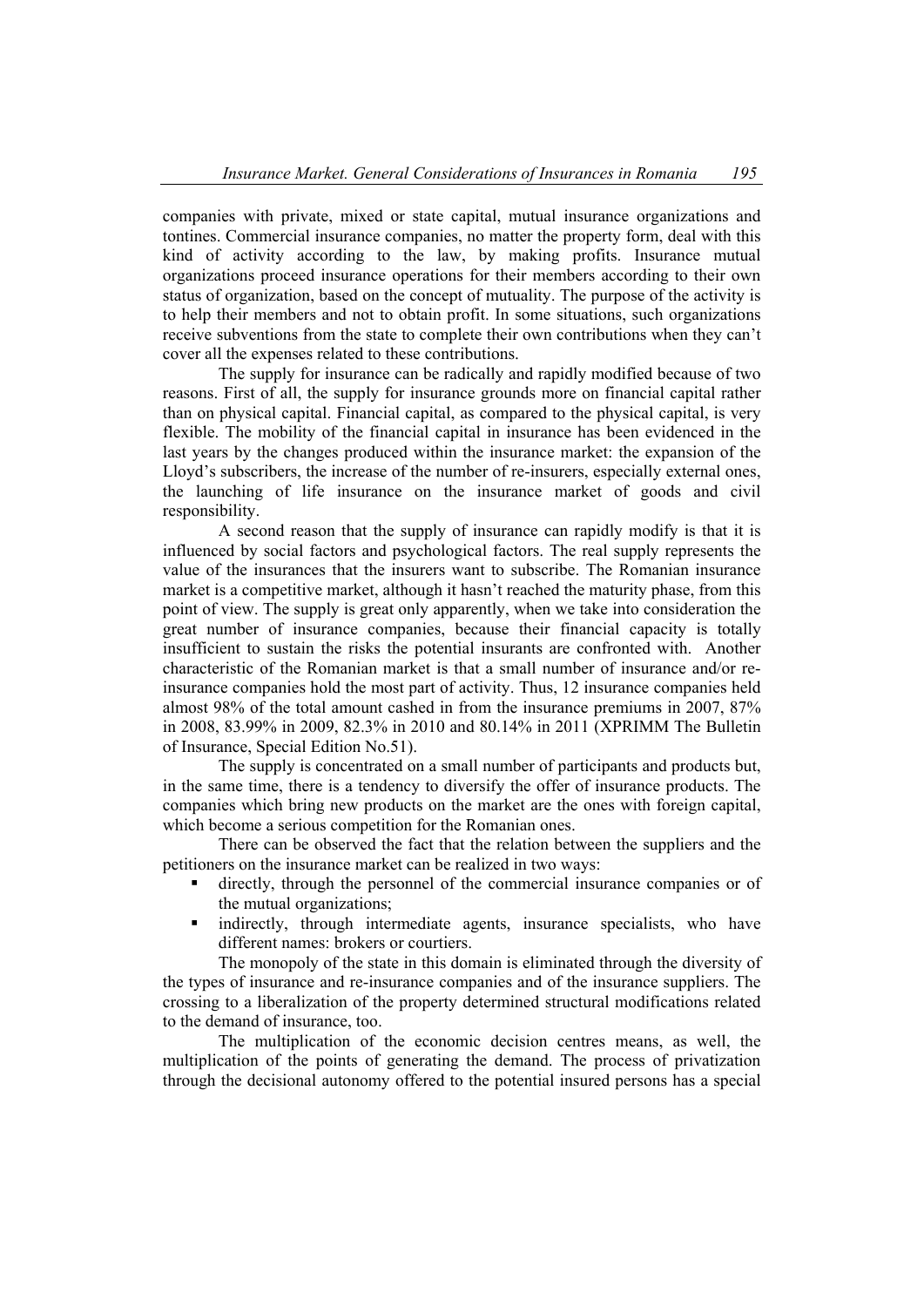companies with private, mixed or state capital, mutual insurance organizations and tontines. Commercial insurance companies, no matter the property form, deal with this kind of activity according to the law, by making profits. Insurance mutual organizations proceed insurance operations for their members according to their own status of organization, based on the concept of mutuality. The purpose of the activity is to help their members and not to obtain profit. In some situations, such organizations receive subventions from the state to complete their own contributions when they can't cover all the expenses related to these contributions.

The supply for insurance can be radically and rapidly modified because of two reasons. First of all, the supply for insurance grounds more on financial capital rather than on physical capital. Financial capital, as compared to the physical capital, is very flexible. The mobility of the financial capital in insurance has been evidenced in the last years by the changes produced within the insurance market: the expansion of the Lloyd's subscribers, the increase of the number of re-insurers, especially external ones, the launching of life insurance on the insurance market of goods and civil responsibility.

A second reason that the supply of insurance can rapidly modify is that it is influenced by social factors and psychological factors. The real supply represents the value of the insurances that the insurers want to subscribe. The Romanian insurance market is a competitive market, although it hasn't reached the maturity phase, from this point of view. The supply is great only apparently, when we take into consideration the great number of insurance companies, because their financial capacity is totally insufficient to sustain the risks the potential insurants are confronted with. Another characteristic of the Romanian market is that a small number of insurance and/or re-insurance companies hold the most part of activity. Thus, 12 insurance companies held almost 98% of the total amount cashed in from the insurance premiums in 2007, 87% in 2008, 83.99% in 2009, 82.3% in 2010 and 80.14% in 2011 (XPRIMM The Bulletin of Insurance, Special Edition No.51).

The supply is concentrated on a small number of participants and products but, in the same time, there is a tendency to diversify the offer of insurance products. The companies which bring new products on the market are the ones with foreign capital, which become a serious competition for the Romanian ones.

There can be observed the fact that the relation between the suppliers and the petitioners on the insurance market can be realized in two ways:

- directly, through the personnel of the commercial insurance companies or of the mutual organizations;
- indirectly, through intermediate agents, insurance specialists, who have different names: brokers or courtiers.

The monopoly of the state in this domain is eliminated through the diversity of the types of insurance and re-insurance companies and of the insurance suppliers. The crossing to a liberalization of the property determined structural modifications related to the demand of insurance, too.

The multiplication of the economic decision centres means, as well, the multiplication of the points of generating the demand. The process of privatization through the decisional autonomy offered to the potential insured persons has a special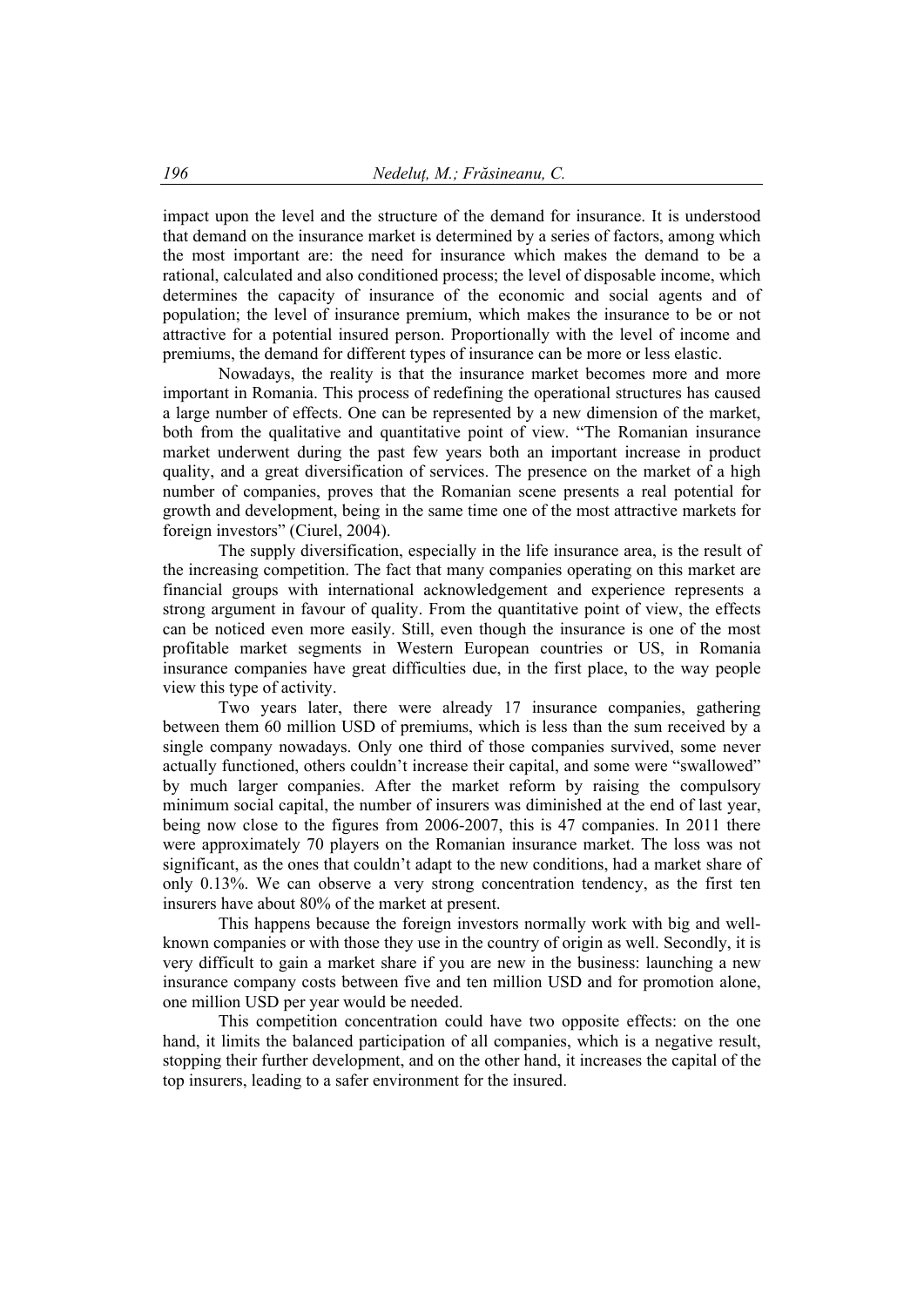impact upon the level and the structure of the demand for insurance. It is understood that demand on the insurance market is determined by a series of factors, among which the most important are: the need for insurance which makes the demand to be a rational, calculated and also conditioned process; the level of disposable income, which determines the capacity of insurance of the economic and social agents and of population; the level of insurance premium, which makes the insurance to be or not attractive for a potential insured person. Proportionally with the level of income and premiums, the demand for different types of insurance can be more or less elastic.

Nowadays, the reality is that the insurance market becomes more and more important in Romania. This process of redefining the operational structures has caused a large number of effects. One can be represented by a new dimension of the market, both from the qualitative and quantitative point of view. "The Romanian insurance market underwent during the past few years both an important increase in product quality, and a great diversification of services. The presence on the market of a high number of companies, proves that the Romanian scene presents a real potential for growth and development, being in the same time one of the most attractive markets for foreign investors" (Ciurel, 2004).

The supply diversification, especially in the life insurance area, is the result of the increasing competition. The fact that many companies operating on this market are financial groups with international acknowledgement and experience represents a strong argument in favour of quality. From the quantitative point of view, the effects can be noticed even more easily. Still, even though the insurance is one of the most profitable market segments in Western European countries or US, in Romania insurance companies have great difficulties due, in the first place, to the way people view this type of activity.

Two years later, there were already 17 insurance companies, gathering between them 60 million USD of premiums, which is less than the sum received by a single company nowadays. Only one third of those companies survived, some never actually functioned, others couldn't increase their capital, and some were "swallowed" by much larger companies. After the market reform by raising the compulsory minimum social capital, the number of insurers was diminished at the end of last year, being now close to the figures from 2006-2007, this is 47 companies. In 2011 there were approximately 70 players on the Romanian insurance market. The loss was not significant, as the ones that couldn't adapt to the new conditions, had a market share of only 0.13%. We can observe a very strong concentration tendency, as the first ten insurers have about 80% of the market at present.

This happens because the foreign investors normally work with big and well-known companies or with those they use in the country of origin as well. Secondly, it is very difficult to gain a market share if you are new in the business: launching a new insurance company costs between five and ten million USD and for promotion alone, one million USD per year would be needed.

This competition concentration could have two opposite effects: on the one hand, it limits the balanced participation of all companies, which is a negative result, stopping their further development, and on the other hand, it increases the capital of the top insurers, leading to a safer environment for the insured.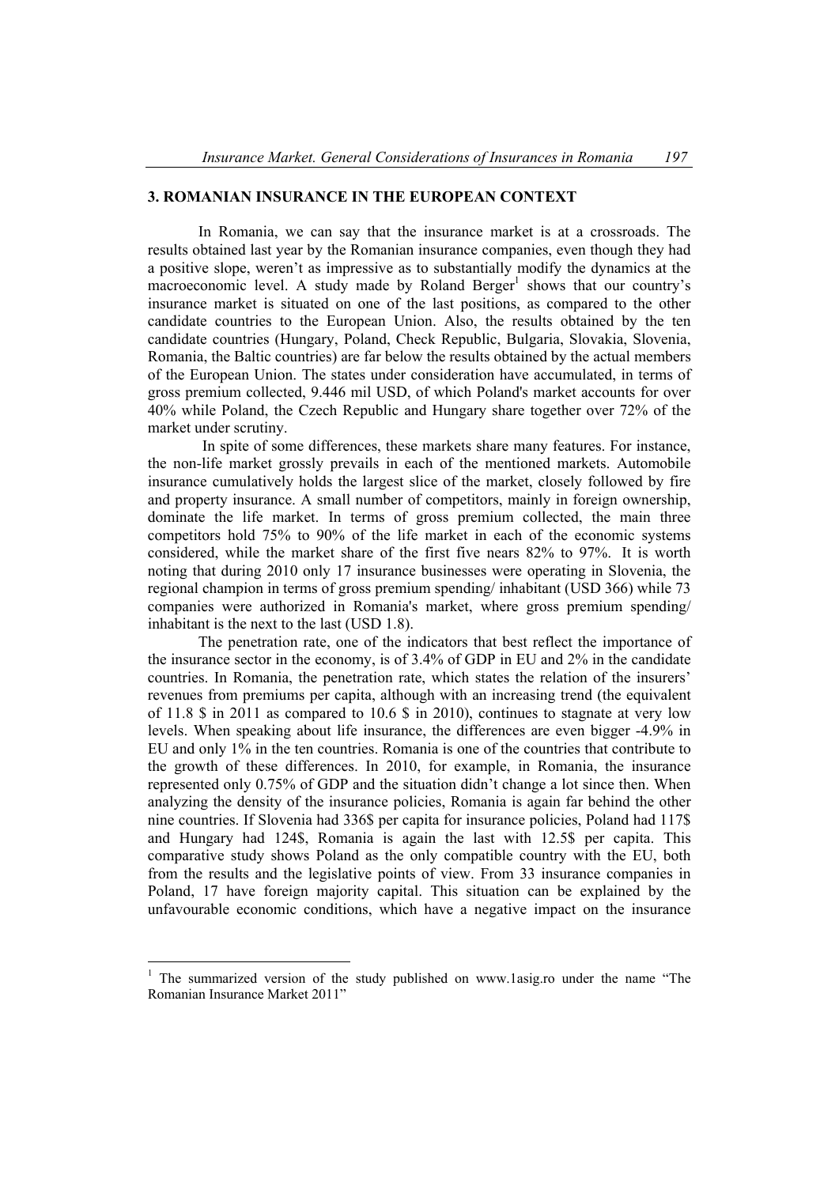## 3. ROMANIAN INSURANCE IN THE EUROPEAN CONTEXT

In Romania, we can say that the insurance market is at a crossroads. The results obtained last year by the Romanian insurance companies, even though they had a positive slope, weren't as impressive as to substantially modify the dynamics at the macroeconomic level. A study made by Roland Berger[1] shows that our country's insurance market is situated on one of the last positions, as compared to the other candidate countries to the European Union. Also, the results obtained by the ten candidate countries (Hungary, Poland, Check Republic, Bulgaria, Slovakia, Slovenia, Romania, the Baltic countries) are far below the results obtained by the actual members of the European Union. The states under consideration have accumulated, in terms of gross premium collected, 9.446 mil USD, of which Poland's market accounts for over 40% while Poland, the Czech Republic and Hungary share together over 72% of the market under scrutiny.

In spite of some differences, these markets share many features. For instance, the non-life market grossly prevails in each of the mentioned markets. Automobile insurance cumulatively holds the largest slice of the market, closely followed by fire and property insurance. A small number of competitors, mainly in foreign ownership, dominate the life market. In terms of gross premium collected, the main three competitors hold 75% to 90% of the life market in each of the economic systems considered, while the market share of the first five nears 82% to 97%. It is worth noting that during 2010 only 17 insurance businesses were operating in Slovenia, the regional champion in terms of gross premium spending/ inhabitant (USD 366) while 73 companies were authorized in Romania's market, where gross premium spending/ inhabitant is the next to the last (USD 1.8).

The penetration rate, one of the indicators that best reflect the importance of the insurance sector in the economy, is of 3.4% of GDP in EU and 2% in the candidate countries. In Romania, the penetration rate, which states the relation of the insurers' revenues from premiums per capita, although with an increasing trend (the equivalent of 11.8 $ in 2011 as compared to 10.6 $ in 2010), continues to stagnate at very low levels. When speaking about life insurance, the differences are even bigger -4.9% in EU and only 1% in the ten countries. Romania is one of the countries that contribute to the growth of these differences. In 2010, for example, in Romania, the insurance represented only 0.75% of GDP and the situation didn't change a lot since then. When analyzing the density of the insurance policies, Romania is again far behind the other nine countries. If Slovenia had 336$ per capita for insurance policies, Poland had 117$ and Hungary had 124$, Romania is again the last with 12.5$ per capita. This comparative study shows Poland as the only compatible country with the EU, both from the results and the legislative points of view. From 33 insurance companies in Poland, 17 have foreign majority capital. This situation can be explained by the unfavourable economic conditions, which have a negative impact on the insurance

---

[1] The summarized version of the study published on www.1asig.ro under the name "The Romanian Insurance Market 2011"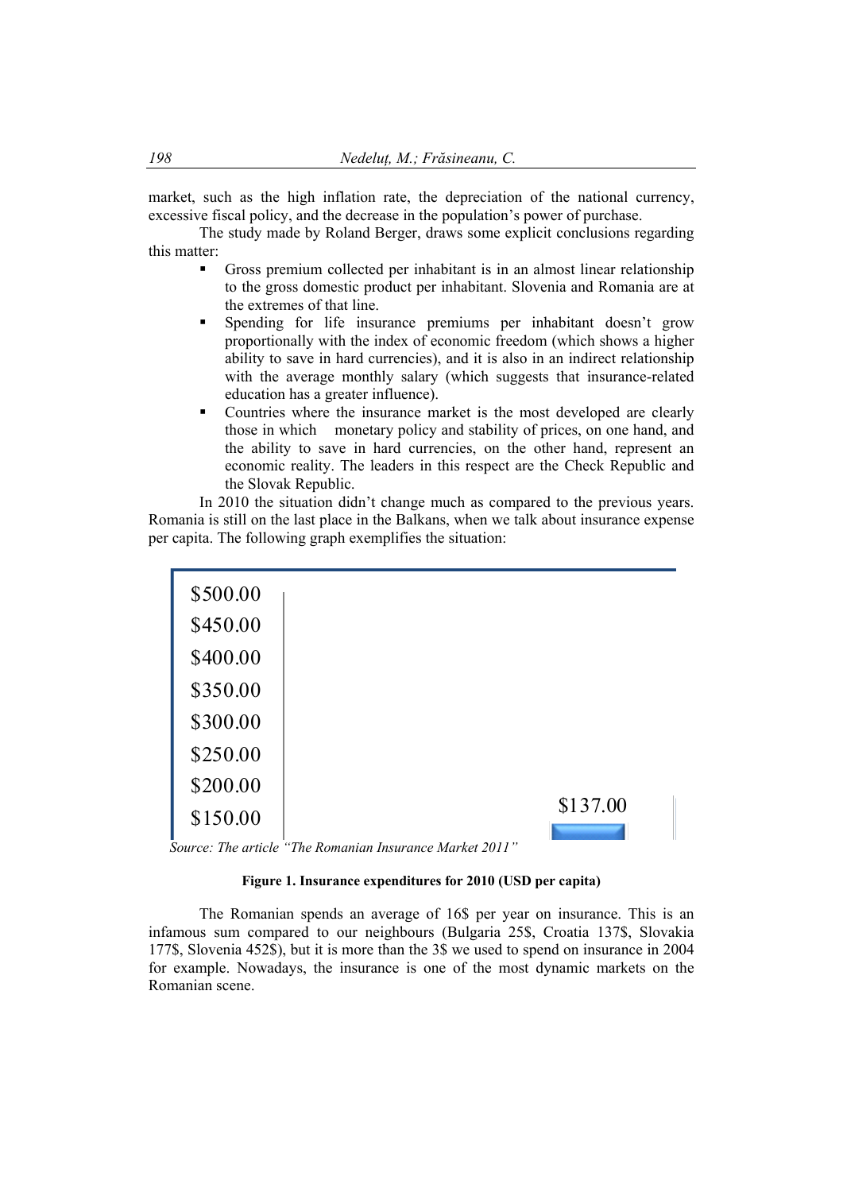market, such as the high inflation rate, the depreciation of the national currency, excessive fiscal policy, and the decrease in the population's power of purchase.

The study made by Roland Berger, draws some explicit conclusions regarding this matter:

- Gross premium collected per inhabitant is in an almost linear relationship to the gross domestic product per inhabitant. Slovenia and Romania are at the extremes of that line.
- Spending for life insurance premiums per inhabitant doesn't grow proportionally with the index of economic freedom (which shows a higher ability to save in hard currencies), and it is also in an indirect relationship with the average monthly salary (which suggests that insurance-related education has a greater influence).
- Countries where the insurance market is the most developed are clearly those in which monetary policy and stability of prices, on one hand, and the ability to save in hard currencies, on the other hand, represent an economic reality. The leaders in this respect are the Check Republic and the Slovak Republic.

In 2010 the situation didn't change much as compared to the previous years. Romania is still on the last place in the Balkans, when we talk about insurance expense per capita. The following graph exemplifies the situation:

$500.00
$450.00
$400.00
$350.00
$300.00
$250.00
$200.00
$150.00
$137.00

*Source: The article "The Romanian Insurance Market 2011"*

**Figure 1. Insurance expenditures for 2010 (USD per capita)**

The Romanian spends an average of 16$ per year on insurance. This is an infamous sum compared to our neighbours (Bulgaria 25$, Croatia 137$, Slovakia 177$, Slovenia 452$), but it is more than the 3$ we used to spend on insurance in 2004 for example. Nowadays, the insurance is one of the most dynamic markets on the Romanian scene.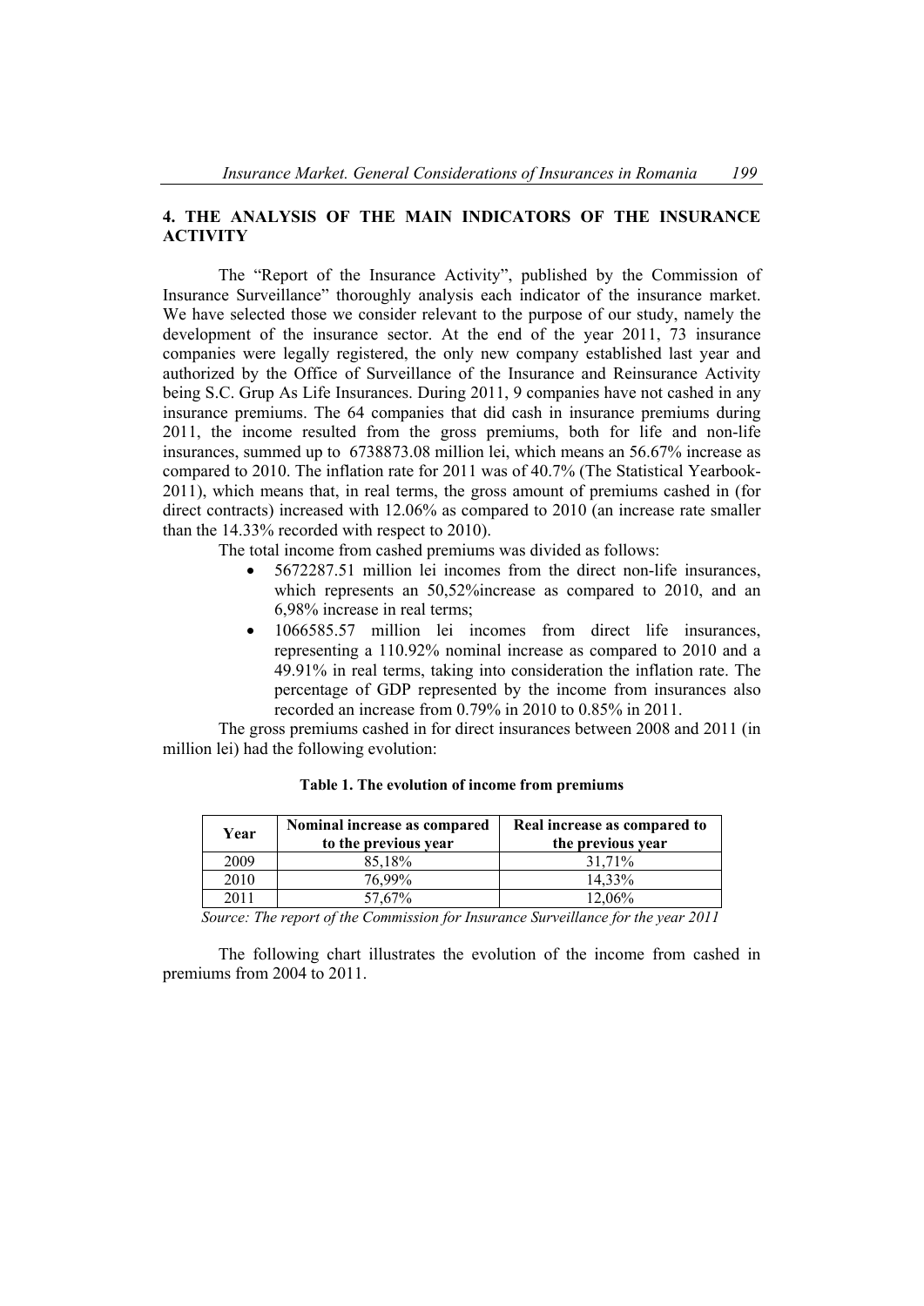## 4. THE ANALYSIS OF THE MAIN INDICATORS OF THE INSURANCE ACTIVITY

The "Report of the Insurance Activity", published by the Commission of Insurance Surveillance" thoroughly analysis each indicator of the insurance market. We have selected those we consider relevant to the purpose of our study, namely the development of the insurance sector. At the end of the year 2011, 73 insurance companies were legally registered, the only new company established last year and authorized by the Office of Surveillance of the Insurance and Reinsurance Activity being S.C. Grup As Life Insurances. During 2011, 9 companies have not cashed in any insurance premiums. The 64 companies that did cash in insurance premiums during 2011, the income resulted from the gross premiums, both for life and non-life insurances, summed up to 6738873.08 million lei, which means an 56.67% increase as compared to 2010. The inflation rate for 2011 was of 40.7% (The Statistical Yearbook-2011), which means that, in real terms, the gross amount of premiums cashed in (for direct contracts) increased with 12.06% as compared to 2010 (an increase rate smaller than the 14.33% recorded with respect to 2010).

The total income from cashed premiums was divided as follows:

- 5672287.51 million lei incomes from the direct non-life insurances, which represents an 50,52%increase as compared to 2010, and an 6,98% increase in real terms;
- 1066585.57 million lei incomes from direct life insurances, representing a 110.92% nominal increase as compared to 2010 and a 49.91% in real terms, taking into consideration the inflation rate. The percentage of GDP represented by the income from insurances also recorded an increase from 0.79% in 2010 to 0.85% in 2011.

The gross premiums cashed in for direct insurances between 2008 and 2011 (in million lei) had the following evolution:

**Table 1. The evolution of income from premiums**

| Year | Nominal increase as compared to the previous year | Real increase as compared to the previous year |
|---|---|---|
| 2009 | 85,18% | 31,71% |
| 2010 | 76,99% | 14,33% |
| 2011 | 57,67% | 12,06% |

*Source: The report of the Commission for Insurance Surveillance for the year 2011*

The following chart illustrates the evolution of the income from cashed in premiums from 2004 to 2011.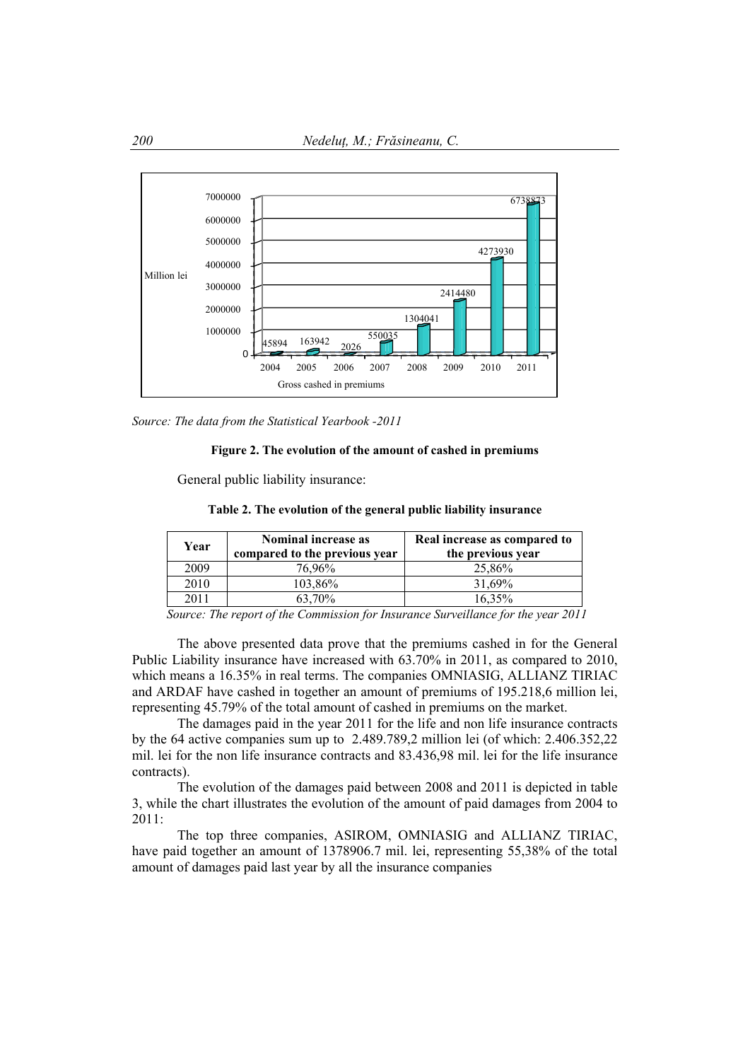7000000
6000000
5000000
4000000
3000000
2000000
1000000
0

Million lei

45894 163942 2026 550035 1304041 2414480 4273930 6738873

2004 2005 2006 2007 2008 2009 2010 2011

Gross cashed in premiums

*Source: The data from the Statistical Yearbook -2011*

**Figure 2. The evolution of the amount of cashed in premiums**

General public liability insurance:

**Table 2. The evolution of the general public liability insurance**

| Year | Nominal increase as compared to the previous year | Real increase as compared to the previous year |
|---|---|---|
| 2009 | 76,96% | 25,86% |
| 2010 | 103,86% | 31,69% |
| 2011 | 63,70% | 16,35% |

*Source: The report of the Commission for Insurance Surveillance for the year 2011*

The above presented data prove that the premiums cashed in for the General Public Liability insurance have increased with 63.70% in 2011, as compared to 2010, which means a 16.35% in real terms. The companies OMNIASIG, ALLIANZ TIRIAC and ARDAF have cashed in together an amount of premiums of 195.218,6 million lei, representing 45.79% of the total amount of cashed in premiums on the market.

The damages paid in the year 2011 for the life and non life insurance contracts by the 64 active companies sum up to 2.489.789,2 million lei (of which: 2.406.352,22 mil. lei for the non life insurance contracts and 83.436,98 mil. lei for the life insurance contracts).

The evolution of the damages paid between 2008 and 2011 is depicted in table 3, while the chart illustrates the evolution of the amount of paid damages from 2004 to 2011:

The top three companies, ASIROM, OMNIASIG and ALLIANZ TIRIAC, have paid together an amount of 1378906.7 mil. lei, representing 55,38% of the total amount of damages paid last year by all the insurance companies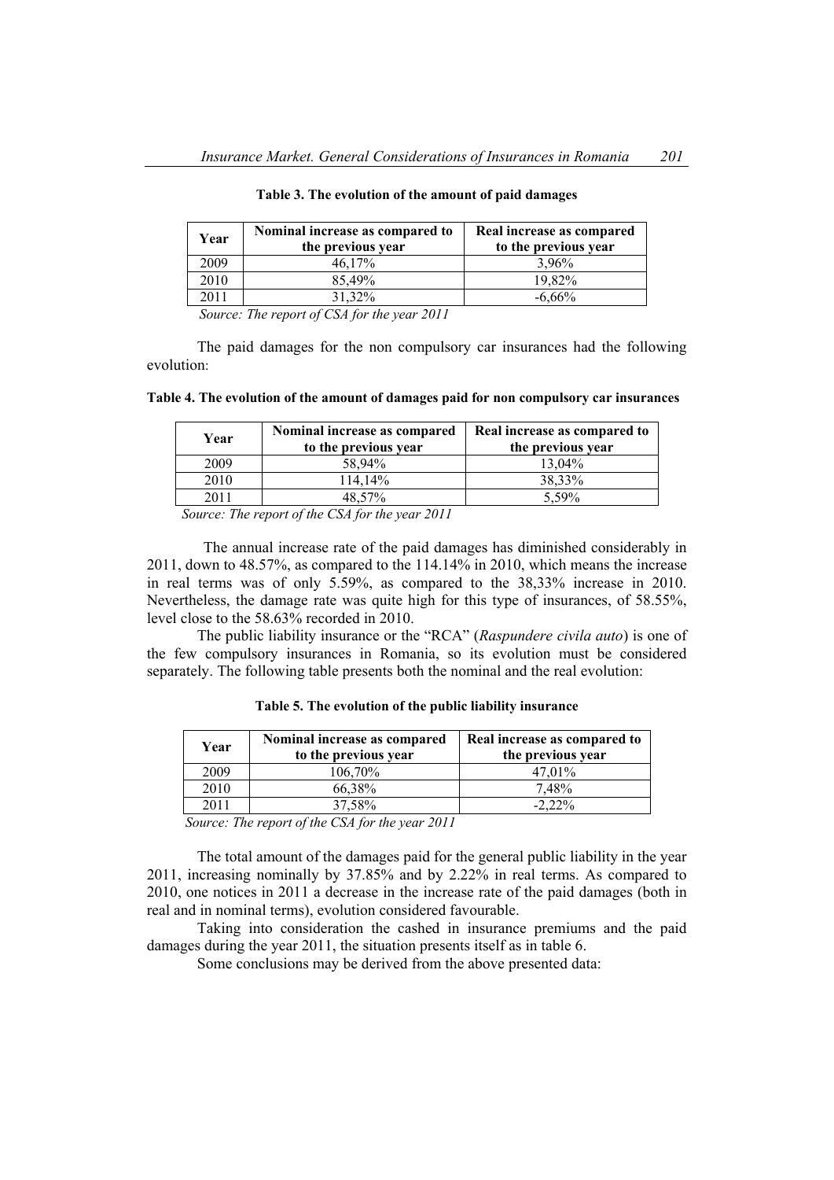**Table 3. The evolution of the amount of paid damages**

| Year | Nominal increase as compared to the previous year | Real increase as compared to the previous year |
|---|---|---|
| 2009 | 46,17% | 3,96% |
| 2010 | 85,49% | 19,82% |
| 2011 | 31,32% | -6,66% |

*Source: The report of CSA for the year 2011*

The paid damages for the non compulsory car insurances had the following evolution:

**Table 4. The evolution of the amount of damages paid for non compulsory car insurances**

| Year | Nominal increase as compared to the previous year | Real increase as compared to the previous year |
|---|---|---|
| 2009 | 58,94% | 13,04% |
| 2010 | 114,14% | 38,33% |
| 2011 | 48,57% | 5,59% |

*Source: The report of the CSA for the year 2011*

The annual increase rate of the paid damages has diminished considerably in 2011, down to 48.57%, as compared to the 114.14% in 2010, which means the increase in real terms was of only 5.59%, as compared to the 38,33% increase in 2010. Nevertheless, the damage rate was quite high for this type of insurances, of 58.55%, level close to the 58.63% recorded in 2010.

The public liability insurance or the "RCA" (*Raspundere civila auto*) is one of the few compulsory insurances in Romania, so its evolution must be considered separately. The following table presents both the nominal and the real evolution:

**Table 5. The evolution of the public liability insurance**

| Year | Nominal increase as compared to the previous year | Real increase as compared to the previous year |
|---|---|---|
| 2009 | 106,70% | 47,01% |
| 2010 | 66,38% | 7,48% |
| 2011 | 37,58% | -2,22% |

*Source: The report of the CSA for the year 2011*

The total amount of the damages paid for the general public liability in the year 2011, increasing nominally by 37.85% and by 2.22% in real terms. As compared to 2010, one notices in 2011 a decrease in the increase rate of the paid damages (both in real and in nominal terms), evolution considered favourable.

Taking into consideration the cashed in insurance premiums and the paid damages during the year 2011, the situation presents itself as in table 6.

Some conclusions may be derived from the above presented data: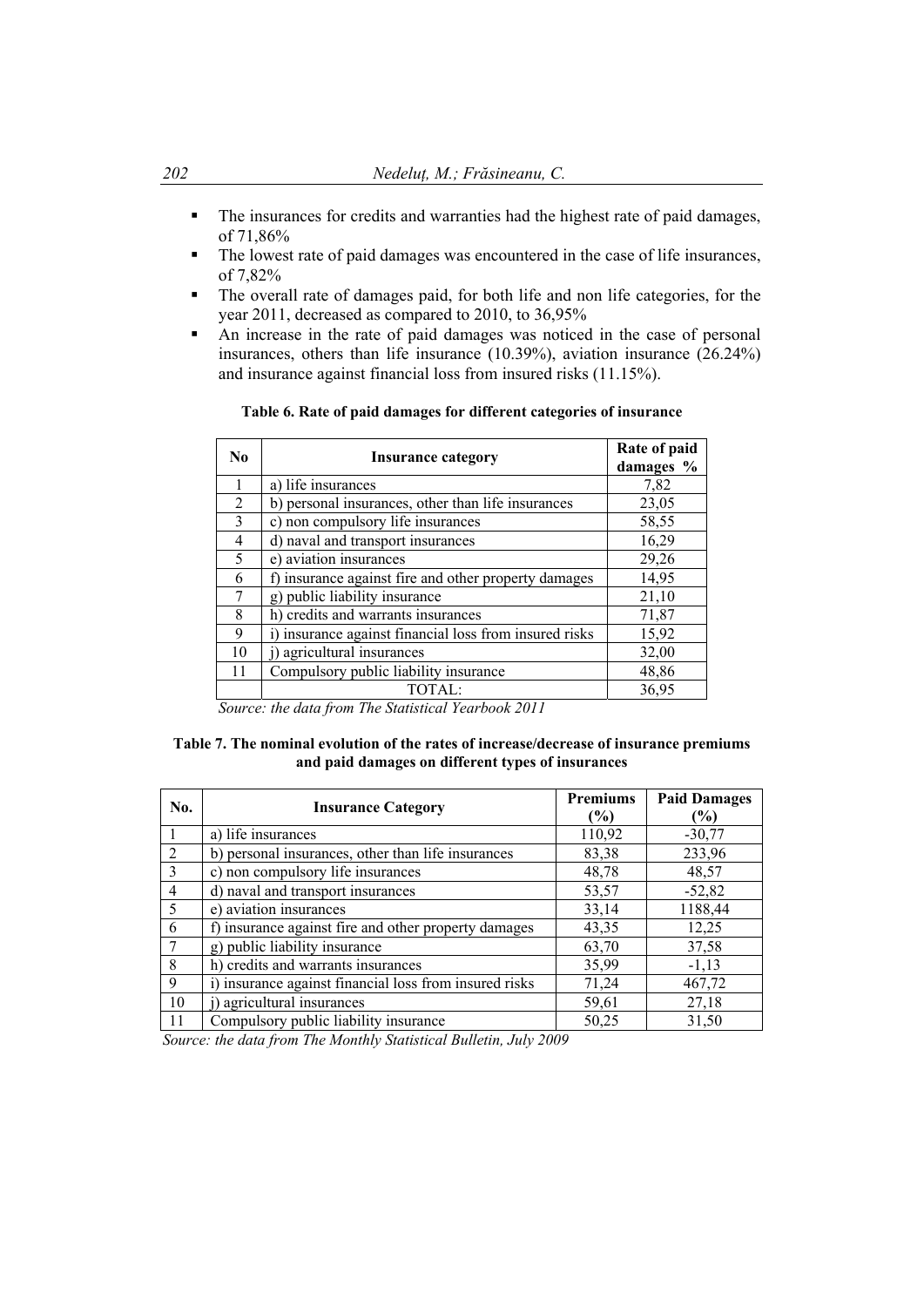- The insurances for credits and warranties had the highest rate of paid damages, of 71,86%
- The lowest rate of paid damages was encountered in the case of life insurances, of 7,82%
- The overall rate of damages paid, for both life and non life categories, for the year 2011, decreased as compared to 2010, to 36,95%
- An increase in the rate of paid damages was noticed in the case of personal insurances, others than life insurance (10.39%), aviation insurance (26.24%) and insurance against financial loss from insured risks (11.15%).

**Table 6. Rate of paid damages for different categories of insurance**

| No | Insurance category | Rate of paid damages % |
|---|---|---|
| 1 | a) life insurances | 7,82 |
| 2 | b) personal insurances, other than life insurances | 23,05 |
| 3 | c) non compulsory life insurances | 58,55 |
| 4 | d) naval and transport insurances | 16,29 |
| 5 | e) aviation insurances | 29,26 |
| 6 | f) insurance against fire and other property damages | 14,95 |
| 7 | g) public liability insurance | 21,10 |
| 8 | h) credits and warrants insurances | 71,87 |
| 9 | i) insurance against financial loss from insured risks | 15,92 |
| 10 | j) agricultural insurances | 32,00 |
| 11 | Compulsory public liability insurance | 48,86 |
| | TOTAL: | 36,95 |

*Source: the data from The Statistical Yearbook 2011*

**Table 7. The nominal evolution of the rates of increase/decrease of insurance premiums and paid damages on different types of insurances**

| No. | Insurance Category | Premiums (%) | Paid Damages (%) |
|---|---|---|---|
| 1 | a) life insurances | 110,92 | -30,77 |
| 2 | b) personal insurances, other than life insurances | 83,38 | 233,96 |
| 3 | c) non compulsory life insurances | 48,78 | 48,57 |
| 4 | d) naval and transport insurances | 53,57 | -52,82 |
| 5 | e) aviation insurances | 33,14 | 1188,44 |
| 6 | f) insurance against fire and other property damages | 43,35 | 12,25 |
| 7 | g) public liability insurance | 63,70 | 37,58 |
| 8 | h) credits and warrants insurances | 35,99 | -1,13 |
| 9 | i) insurance against financial loss from insured risks | 71,24 | 467,72 |
| 10 | j) agricultural insurances | 59,61 | 27,18 |
| 11 | Compulsory public liability insurance | 50,25 | 31,50 |

*Source: the data from The Monthly Statistical Bulletin, July 2009*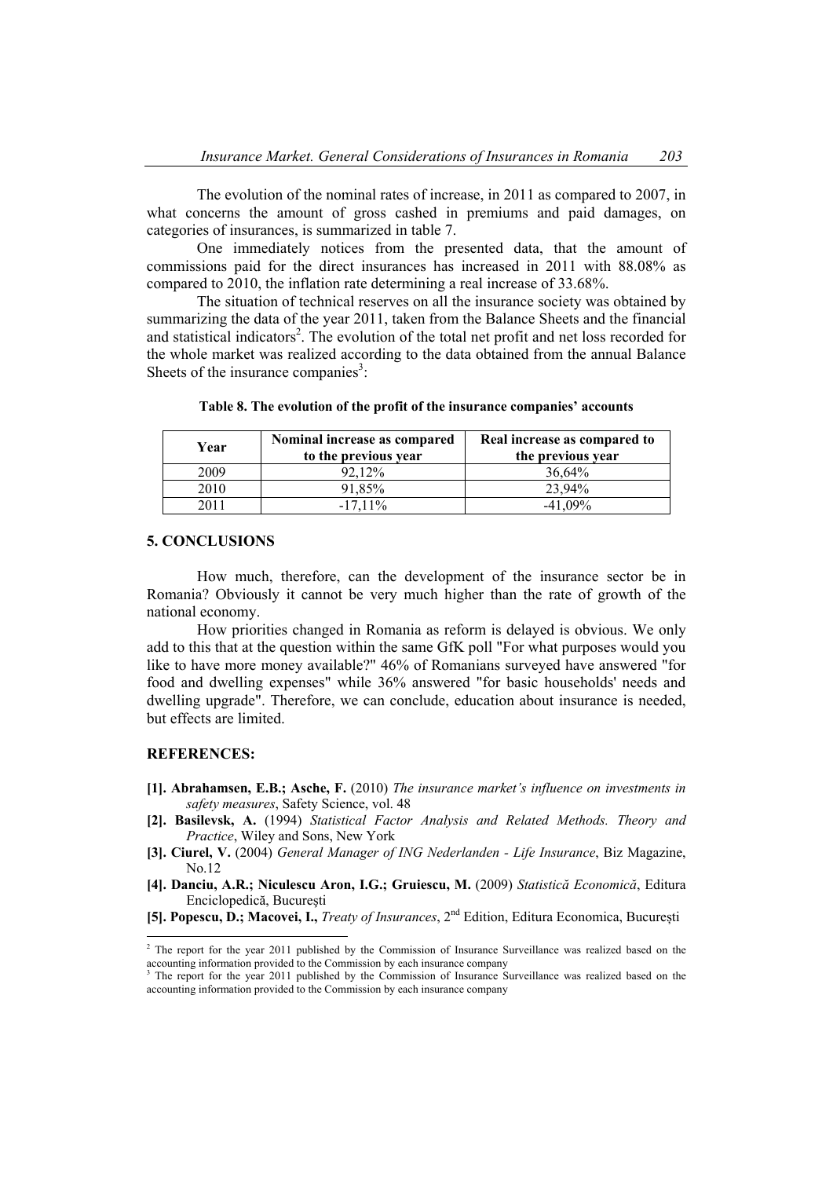The evolution of the nominal rates of increase, in 2011 as compared to 2007, in what concerns the amount of gross cashed in premiums and paid damages, on categories of insurances, is summarized in table 7.

One immediately notices from the presented data, that the amount of commissions paid for the direct insurances has increased in 2011 with 88.08% as compared to 2010, the inflation rate determining a real increase of 33.68%.

The situation of technical reserves on all the insurance society was obtained by summarizing the data of the year 2011, taken from the Balance Sheets and the financial and statistical indicators[2]. The evolution of the total net profit and net loss recorded for the whole market was realized according to the data obtained from the annual Balance Sheets of the insurance companies[3]:

**Table 8. The evolution of the profit of the insurance companies' accounts**

| Year | Nominal increase as compared to the previous year | Real increase as compared to the previous year |
|---|---|---|
| 2009 | 92,12% | 36,64% |
| 2010 | 91,85% | 23,94% |
| 2011 | -17,11% | -41,09% |

## 5. CONCLUSIONS

How much, therefore, can the development of the insurance sector be in Romania? Obviously it cannot be very much higher than the rate of growth of the national economy.

How priorities changed in Romania as reform is delayed is obvious. We only add to this that at the question within the same GfK poll "For what purposes would you like to have more money available?" 46% of Romanians surveyed have answered "for food and dwelling expenses" while 36% answered "for basic households' needs and dwelling upgrade". Therefore, we can conclude, education about insurance is needed, but effects are limited.

## REFERENCES:

**[1]. Abrahamsen, E.B.; Asche, F.** (2010) *The insurance market's influence on investments in safety measures*, Safety Science, vol. 48

**[2]. Basilevsk, A.** (1994) *Statistical Factor Analysis and Related Methods. Theory and Practice*, Wiley and Sons, New York

**[3]. Ciurel, V.** (2004) *General Manager of ING Nederlanden - Life Insurance*, Biz Magazine, No.12

**[4]. Danciu, A.R.; Niculescu Aron, I.G.; Gruiescu, M.** (2009) *Statistică Economică*, Editura Enciclopedică, București

**[5]. Popescu, D.; Macovei, I.,** *Treaty of Insurances*, 2nd Edition, Editura Economica, București

---

[2] The report for the year 2011 published by the Commission of Insurance Surveillance was realized based on the accounting information provided to the Commission by each insurance company

[3] The report for the year 2011 published by the Commission of Insurance Surveillance was realized based on the accounting information provided to the Commission by each insurance company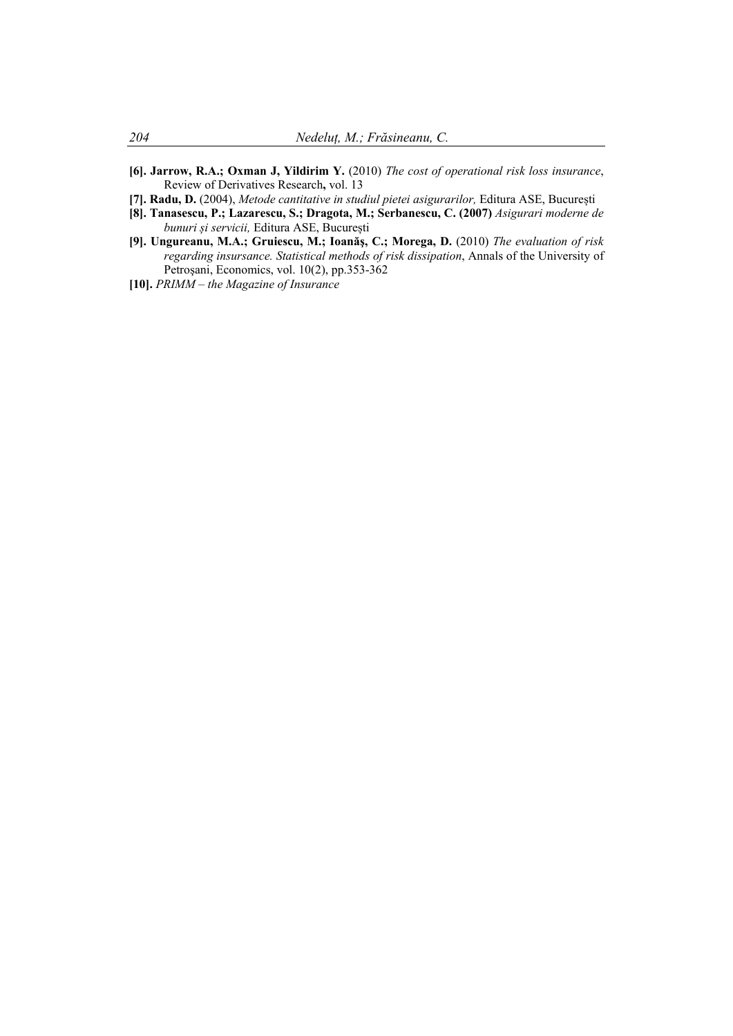**[6]. Jarrow, R.A.; Oxman J, Yildirim Y.** (2010) *The cost of operational risk loss insurance*, Review of Derivatives Research**,** vol. 13

**[7]. Radu, D.** (2004), *Metode cantitative in studiul pietei asigurarilor,* Editura ASE, București

**[8]. Tanasescu, P.; Lazarescu, S.; Dragota, M.; Serbanescu, C. (2007)** *Asigurari moderne de bunuri și servicii,* Editura ASE, Bucureşti

**[9]. Ungureanu, M.A.; Gruiescu, M.; Ioanăş, C.; Morega, D.** (2010) *The evaluation of risk regarding insursance. Statistical methods of risk dissipation*, Annals of the University of Petroşani, Economics, vol. 10(2), pp.353-362

**[10].** *PRIMM – the Magazine of Insurance*